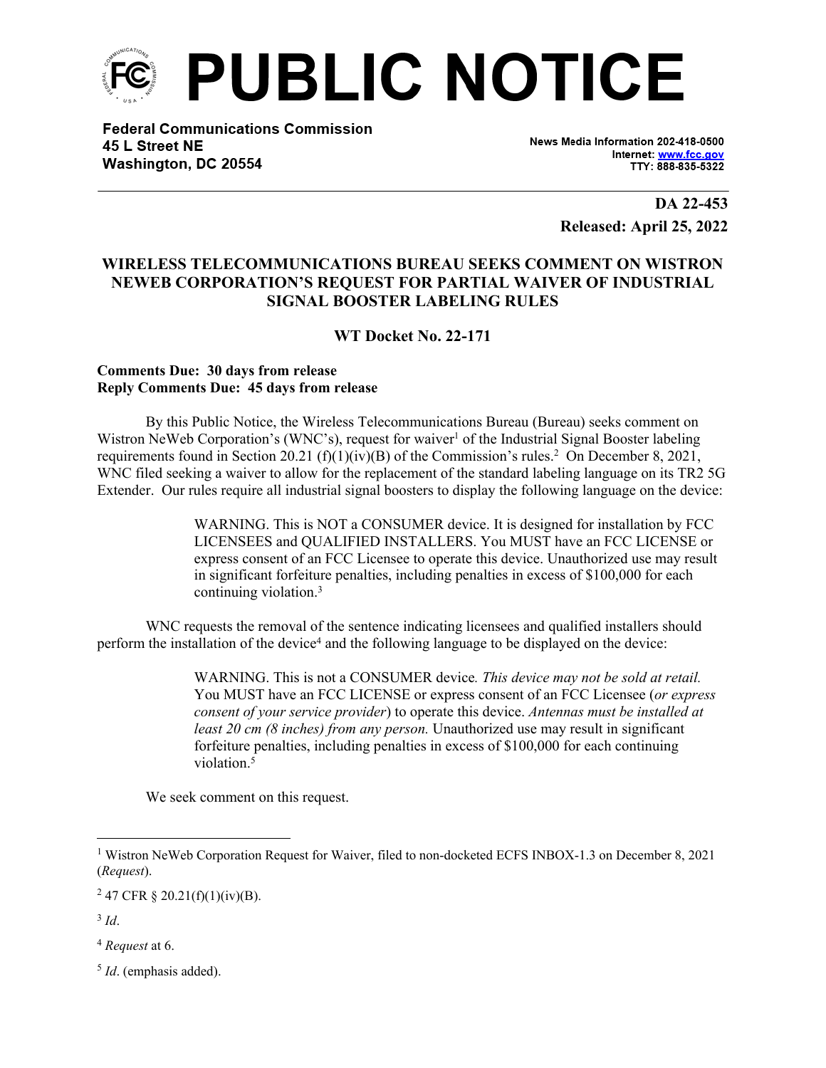# PUBLIC NOTICE

**Federal Communications Commission**
**45 L Street NE**
**Washington, DC 20554**

**News Media Information 202-418-0500**
**Internet: www.fcc.gov**
**TTY: 888-835-5322**

**DA 22-453**
**Released: April 25, 2022**

## WIRELESS TELECOMMUNICATIONS BUREAU SEEKS COMMENT ON WISTRON NEWEB CORPORATION'S REQUEST FOR PARTIAL WAIVER OF INDUSTRIAL SIGNAL BOOSTER LABELING RULES

### WT Docket No. 22-171

**Comments Due: 30 days from release**
**Reply Comments Due: 45 days from release**

By this Public Notice, the Wireless Telecommunications Bureau (Bureau) seeks comment on Wistron NeWeb Corporation's (WNC's), request for waiver[1] of the Industrial Signal Booster labeling requirements found in Section 20.21 (f)(1)(iv)(B) of the Commission's rules.[2] On December 8, 2021, WNC filed seeking a waiver to allow for the replacement of the standard labeling language on its TR2 5G Extender. Our rules require all industrial signal boosters to display the following language on the device:

> WARNING. This is NOT a CONSUMER device. It is designed for installation by FCC LICENSEES and QUALIFIED INSTALLERS. You MUST have an FCC LICENSE or express consent of an FCC Licensee to operate this device. Unauthorized use may result in significant forfeiture penalties, including penalties in excess of $100,000 for each continuing violation.[3]

WNC requests the removal of the sentence indicating licensees and qualified installers should perform the installation of the device[4] and the following language to be displayed on the device:

> WARNING. This is not a CONSUMER device. *This device may not be sold at retail.* You MUST have an FCC LICENSE or express consent of an FCC Licensee (*or express consent of your service provider*) to operate this device. *Antennas must be installed at least 20 cm (8 inches) from any person.* Unauthorized use may result in significant forfeiture penalties, including penalties in excess of $100,000 for each continuing violation.[5]

We seek comment on this request.

---

[1] Wistron NeWeb Corporation Request for Waiver, filed to non-docketed ECFS INBOX-1.3 on December 8, 2021 (*Request*).

[2] 47 CFR § 20.21(f)(1)(iv)(B).

[3] *Id*.

[4] *Request* at 6.

[5] *Id*. (emphasis added).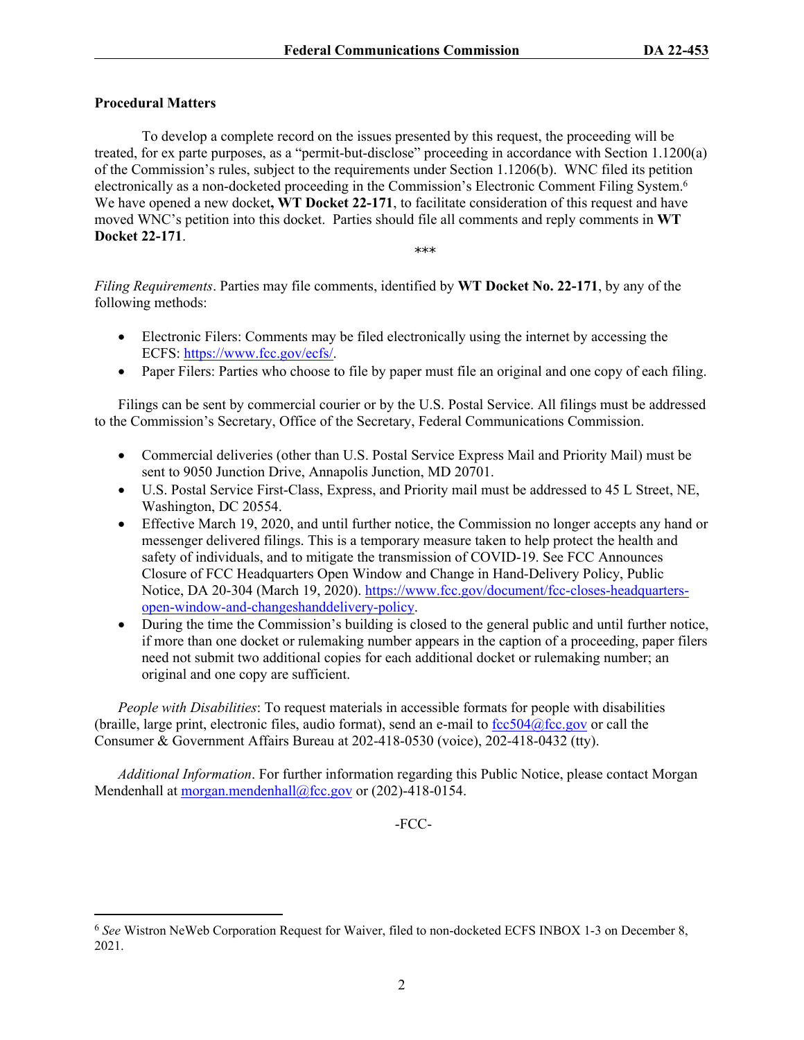**Procedural Matters**

To develop a complete record on the issues presented by this request, the proceeding will be treated, for ex parte purposes, as a "permit-but-disclose" proceeding in accordance with Section 1.1200(a) of the Commission's rules, subject to the requirements under Section 1.1206(b). WNC filed its petition electronically as a non-docketed proceeding in the Commission's Electronic Comment Filing System.[6] We have opened a new docket**, WT Docket 22-171**, to facilitate consideration of this request and have moved WNC's petition into this docket. Parties should file all comments and reply comments in **WT Docket 22-171**.

\*\*\*

*Filing Requirements*. Parties may file comments, identified by **WT Docket No. 22-171**, by any of the following methods:

- Electronic Filers: Comments may be filed electronically using the internet by accessing the ECFS: https://www.fcc.gov/ecfs/.
- Paper Filers: Parties who choose to file by paper must file an original and one copy of each filing.

Filings can be sent by commercial courier or by the U.S. Postal Service. All filings must be addressed to the Commission's Secretary, Office of the Secretary, Federal Communications Commission.

- Commercial deliveries (other than U.S. Postal Service Express Mail and Priority Mail) must be sent to 9050 Junction Drive, Annapolis Junction, MD 20701.
- U.S. Postal Service First-Class, Express, and Priority mail must be addressed to 45 L Street, NE, Washington, DC 20554.
- Effective March 19, 2020, and until further notice, the Commission no longer accepts any hand or messenger delivered filings. This is a temporary measure taken to help protect the health and safety of individuals, and to mitigate the transmission of COVID-19. See FCC Announces Closure of FCC Headquarters Open Window and Change in Hand-Delivery Policy, Public Notice, DA 20-304 (March 19, 2020). https://www.fcc.gov/document/fcc-closes-headquarters-open-window-and-changeshanddelivery-policy.
- During the time the Commission's building is closed to the general public and until further notice, if more than one docket or rulemaking number appears in the caption of a proceeding, paper filers need not submit two additional copies for each additional docket or rulemaking number; an original and one copy are sufficient.

*People with Disabilities*: To request materials in accessible formats for people with disabilities (braille, large print, electronic files, audio format), send an e-mail to fcc504@fcc.gov or call the Consumer & Government Affairs Bureau at 202-418-0530 (voice), 202-418-0432 (tty).

*Additional Information*. For further information regarding this Public Notice, please contact Morgan Mendenhall at morgan.mendenhall@fcc.gov or (202)-418-0154.

-FCC-

---

[6] *See* Wistron NeWeb Corporation Request for Waiver, filed to non-docketed ECFS INBOX 1-3 on December 8, 2021.